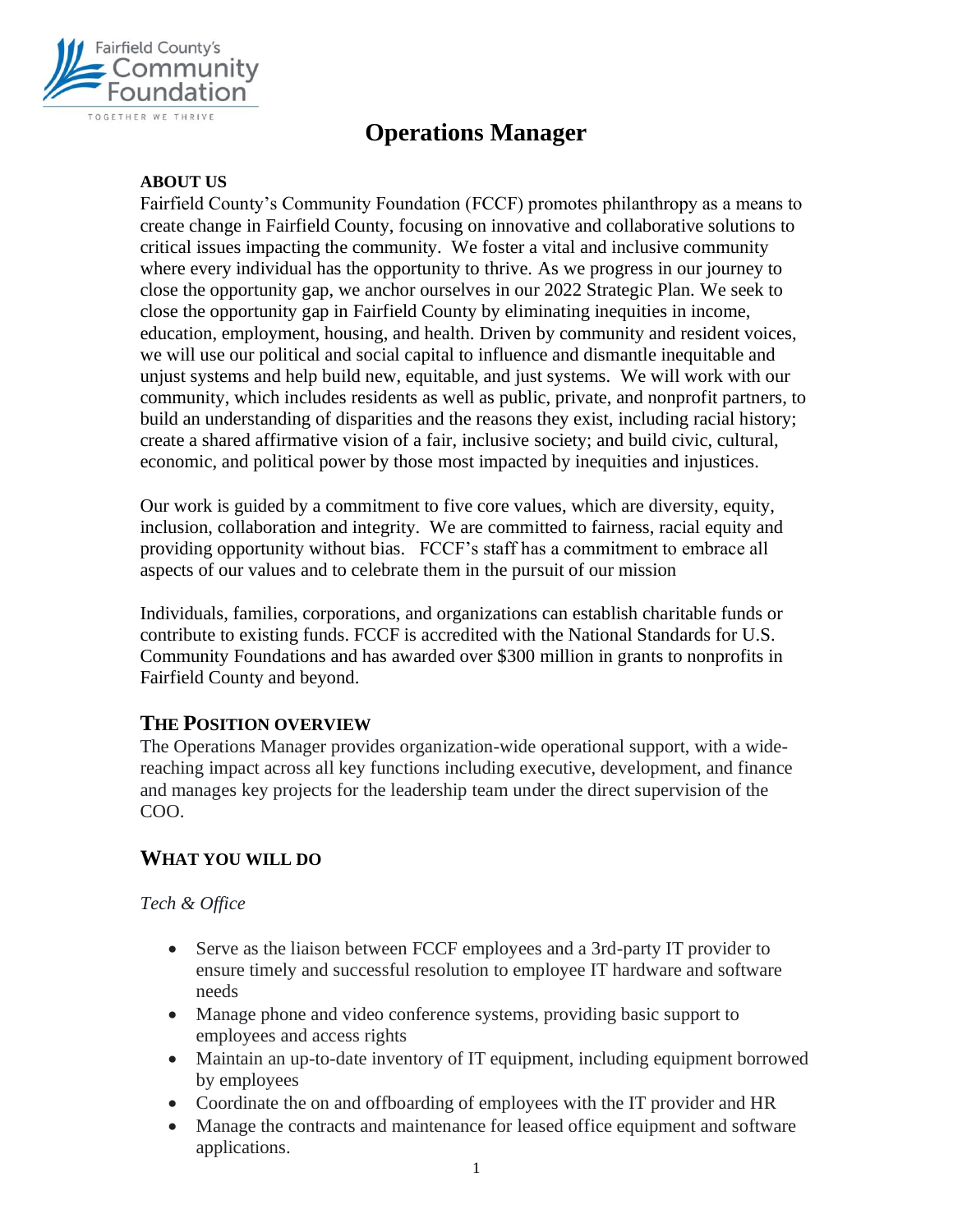# Operations Manager

**ABOUT US**

Fairfield County's Community Foundation (FCCF) promotes philanthropy as a means to create change in Fairfield County, focusing on innovative and collaborative solutions to critical issues impacting the community. We foster a vital and inclusive community where every individual has the opportunity to thrive. As we progress in our journey to close the opportunity gap, we anchor ourselves in our 2022 Strategic Plan. We seek to close the opportunity gap in Fairfield County by eliminating inequities in income, education, employment, housing, and health. Driven by community and resident voices, we will use our political and social capital to influence and dismantle inequitable and unjust systems and help build new, equitable, and just systems. We will work with our community, which includes residents as well as public, private, and nonprofit partners, to build an understanding of disparities and the reasons they exist, including racial history; create a shared affirmative vision of a fair, inclusive society; and build civic, cultural, economic, and political power by those most impacted by inequities and injustices.

Our work is guided by a commitment to five core values, which are diversity, equity, inclusion, collaboration and integrity. We are committed to fairness, racial equity and providing opportunity without bias. FCCF's staff has a commitment to embrace all aspects of our values and to celebrate them in the pursuit of our mission

Individuals, families, corporations, and organizations can establish charitable funds or contribute to existing funds. FCCF is accredited with the National Standards for U.S. Community Foundations and has awarded over $300 million in grants to nonprofits in Fairfield County and beyond.

## THE POSITION OVERVIEW

The Operations Manager provides organization-wide operational support, with a wide-reaching impact across all key functions including executive, development, and finance and manages key projects for the leadership team under the direct supervision of the COO.

## WHAT YOU WILL DO

*Tech & Office*

- Serve as the liaison between FCCF employees and a 3rd-party IT provider to ensure timely and successful resolution to employee IT hardware and software needs
- Manage phone and video conference systems, providing basic support to employees and access rights
- Maintain an up-to-date inventory of IT equipment, including equipment borrowed by employees
- Coordinate the on and offboarding of employees with the IT provider and HR
- Manage the contracts and maintenance for leased office equipment and software applications.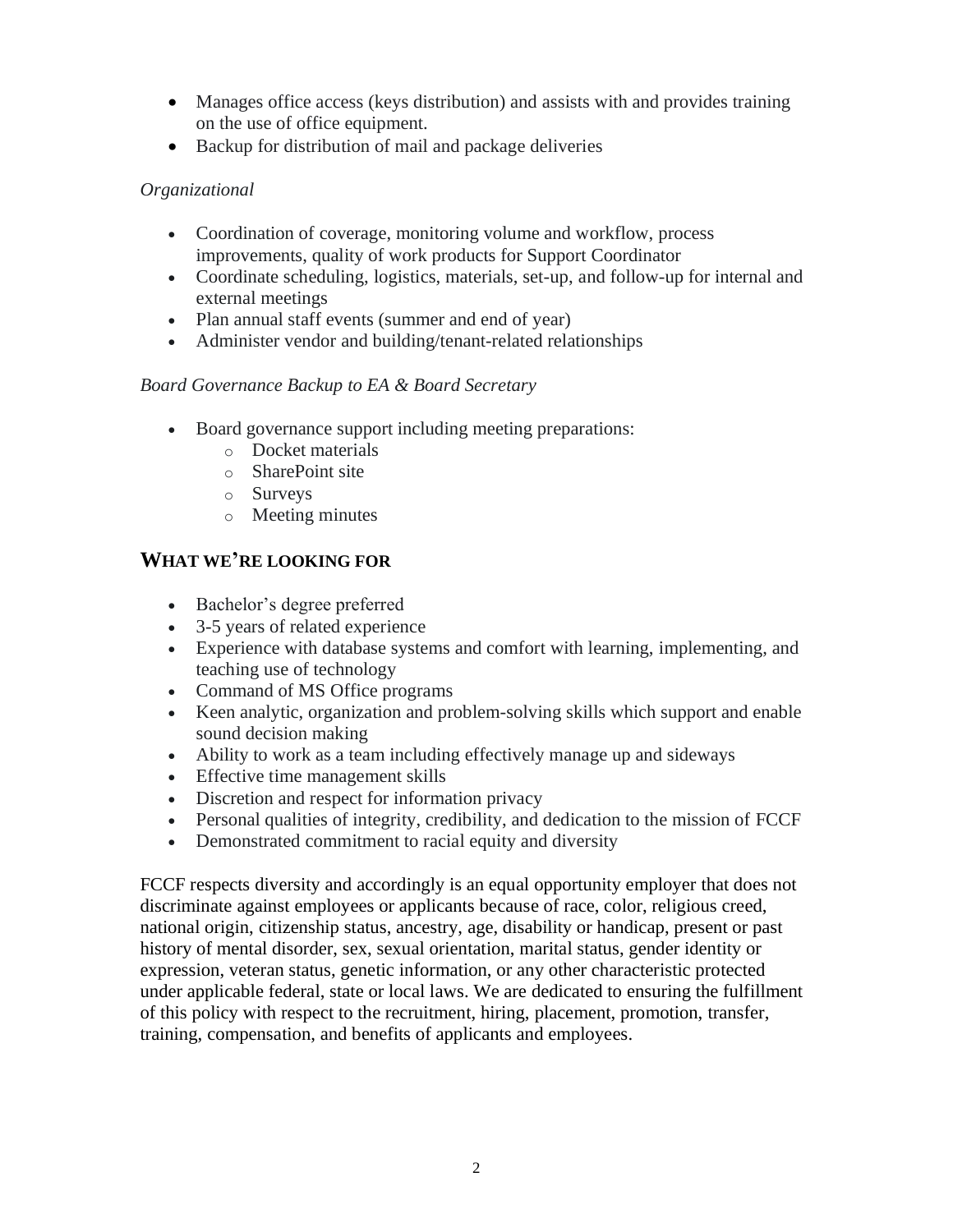- Manages office access (keys distribution) and assists with and provides training on the use of office equipment.
- Backup for distribution of mail and package deliveries

*Organizational*

- Coordination of coverage, monitoring volume and workflow, process improvements, quality of work products for Support Coordinator
- Coordinate scheduling, logistics, materials, set-up, and follow-up for internal and external meetings
- Plan annual staff events (summer and end of year)
- Administer vendor and building/tenant-related relationships

*Board Governance Backup to EA & Board Secretary*

- Board governance support including meeting preparations:
  - Docket materials
  - SharePoint site
  - Surveys
  - Meeting minutes

## WHAT WE'RE LOOKING FOR

- Bachelor's degree preferred
- 3-5 years of related experience
- Experience with database systems and comfort with learning, implementing, and teaching use of technology
- Command of MS Office programs
- Keen analytic, organization and problem-solving skills which support and enable sound decision making
- Ability to work as a team including effectively manage up and sideways
- Effective time management skills
- Discretion and respect for information privacy
- Personal qualities of integrity, credibility, and dedication to the mission of FCCF
- Demonstrated commitment to racial equity and diversity

FCCF respects diversity and accordingly is an equal opportunity employer that does not discriminate against employees or applicants because of race, color, religious creed, national origin, citizenship status, ancestry, age, disability or handicap, present or past history of mental disorder, sex, sexual orientation, marital status, gender identity or expression, veteran status, genetic information, or any other characteristic protected under applicable federal, state or local laws. We are dedicated to ensuring the fulfillment of this policy with respect to the recruitment, hiring, placement, promotion, transfer, training, compensation, and benefits of applicants and employees.